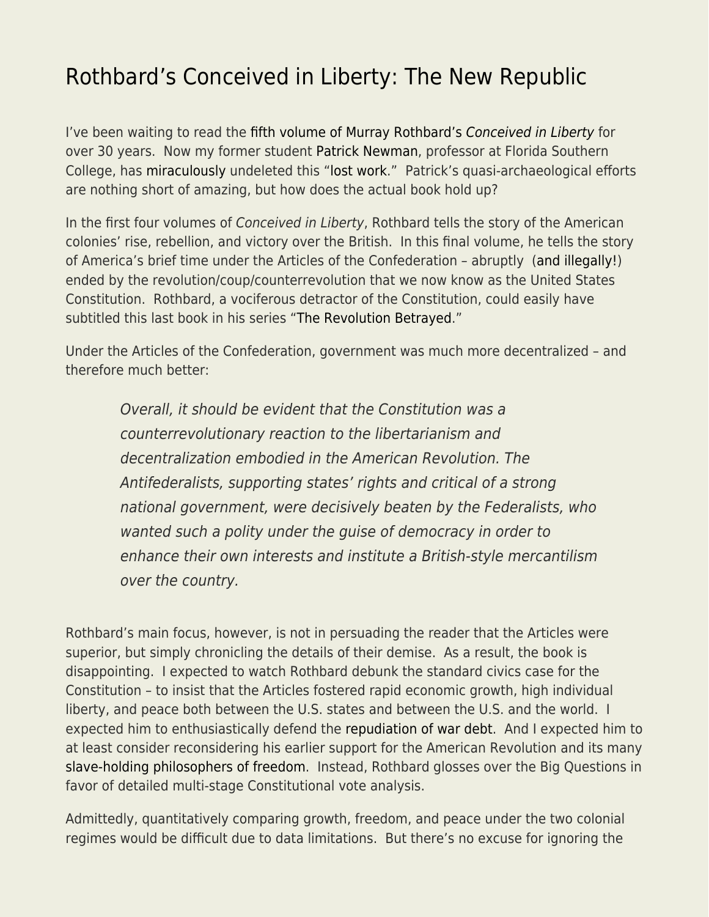# Rothbard's Conceived in Liberty: The New Republic

I've been waiting to read the fifth volume of Murray Rothbard's *Conceived in Liberty* for over 30 years. Now my former student Patrick Newman, professor at Florida Southern College, has miraculously undeleted this "lost work." Patrick's quasi-archaeological efforts are nothing short of amazing, but how does the actual book hold up?

In the first four volumes of *Conceived in Liberty*, Rothbard tells the story of the American colonies' rise, rebellion, and victory over the British. In this final volume, he tells the story of America's brief time under the Articles of the Confederation – abruptly (and illegally!) ended by the revolution/coup/counterrevolution that we now know as the United States Constitution. Rothbard, a vociferous detractor of the Constitution, could easily have subtitled this last book in his series "The Revolution Betrayed."

Under the Articles of the Confederation, government was much more decentralized – and therefore much better:

> *Overall, it should be evident that the Constitution was a counterrevolutionary reaction to the libertarianism and decentralization embodied in the American Revolution. The Antifederalists, supporting states' rights and critical of a strong national government, were decisively beaten by the Federalists, who wanted such a polity under the guise of democracy in order to enhance their own interests and institute a British-style mercantilism over the country.*

Rothbard's main focus, however, is not in persuading the reader that the Articles were superior, but simply chronicling the details of their demise. As a result, the book is disappointing. I expected to watch Rothbard debunk the standard civics case for the Constitution – to insist that the Articles fostered rapid economic growth, high individual liberty, and peace both between the U.S. states and between the U.S. and the world. I expected him to enthusiastically defend the repudiation of war debt. And I expected him to at least consider reconsidering his earlier support for the American Revolution and its many slave-holding philosophers of freedom. Instead, Rothbard glosses over the Big Questions in favor of detailed multi-stage Constitutional vote analysis.

Admittedly, quantitatively comparing growth, freedom, and peace under the two colonial regimes would be difficult due to data limitations. But there's no excuse for ignoring the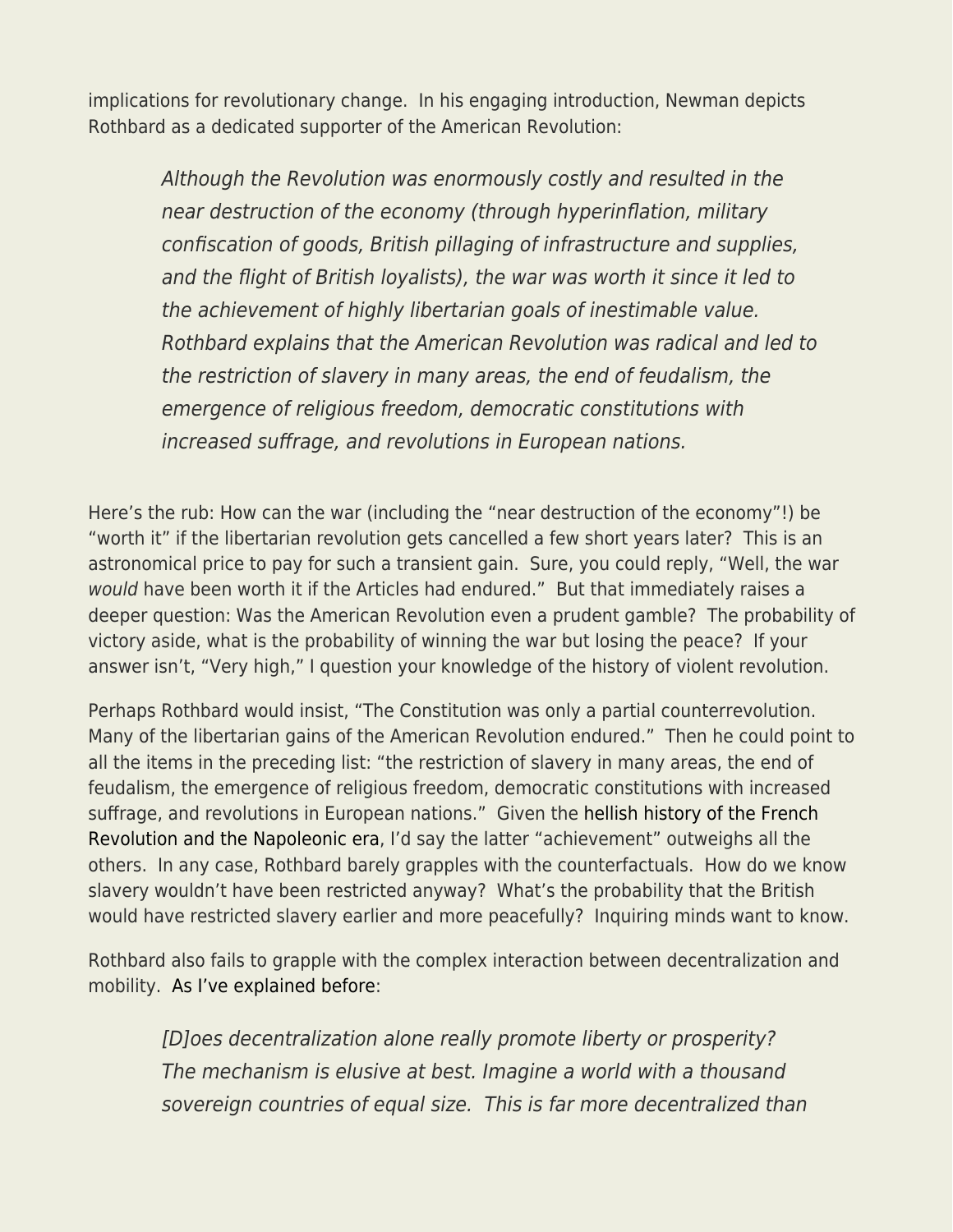implications for revolutionary change.  In his engaging introduction, Newman depicts Rothbard as a dedicated supporter of the American Revolution:

> *Although the Revolution was enormously costly and resulted in the near destruction of the economy (through hyperinflation, military confiscation of goods, British pillaging of infrastructure and supplies, and the flight of British loyalists), the war was worth it since it led to the achievement of highly libertarian goals of inestimable value. Rothbard explains that the American Revolution was radical and led to the restriction of slavery in many areas, the end of feudalism, the emergence of religious freedom, democratic constitutions with increased suffrage, and revolutions in European nations.*

Here's the rub: How can the war (including the "near destruction of the economy"!) be "worth it" if the libertarian revolution gets cancelled a few short years later?  This is an astronomical price to pay for such a transient gain.  Sure, you could reply, "Well, the war *would* have been worth it if the Articles had endured."  But that immediately raises a deeper question: Was the American Revolution even a prudent gamble?  The probability of victory aside, what is the probability of winning the war but losing the peace?  If your answer isn't, "Very high," I question your knowledge of the history of violent revolution.

Perhaps Rothbard would insist, "The Constitution was only a partial counterrevolution. Many of the libertarian gains of the American Revolution endured."  Then he could point to all the items in the preceding list: "the restriction of slavery in many areas, the end of feudalism, the emergence of religious freedom, democratic constitutions with increased suffrage, and revolutions in European nations."  Given the hellish history of the French Revolution and the Napoleonic era, I'd say the latter "achievement" outweighs all the others.  In any case, Rothbard barely grapples with the counterfactuals.  How do we know slavery wouldn't have been restricted anyway?  What's the probability that the British would have restricted slavery earlier and more peacefully?  Inquiring minds want to know.

Rothbard also fails to grapple with the complex interaction between decentralization and mobility.  As I've explained before:

> *[D]oes decentralization alone really promote liberty or prosperity? The mechanism is elusive at best. Imagine a world with a thousand sovereign countries of equal size.  This is far more decentralized than*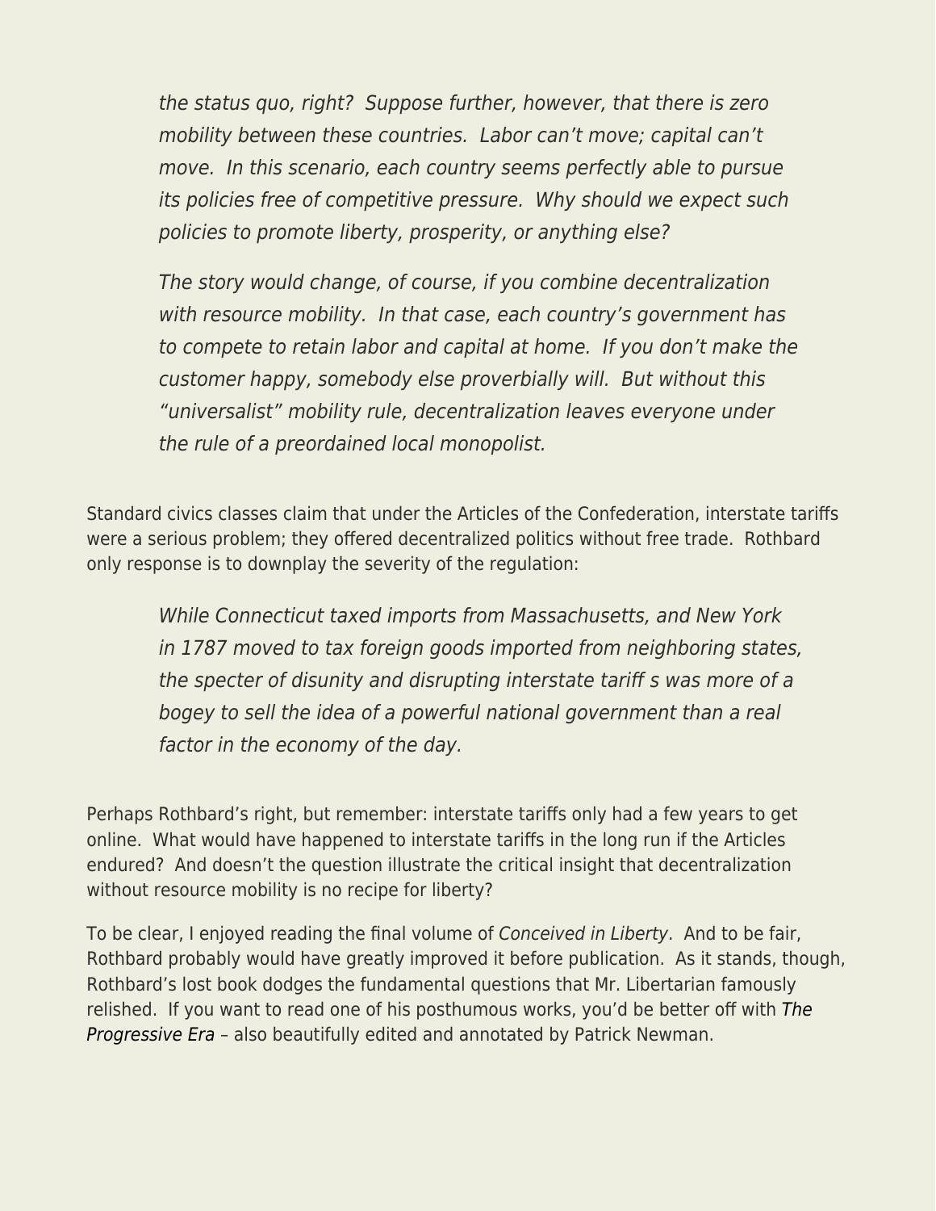> *the status quo, right? Suppose further, however, that there is zero mobility between these countries. Labor can't move; capital can't move. In this scenario, each country seems perfectly able to pursue its policies free of competitive pressure. Why should we expect such policies to promote liberty, prosperity, or anything else?*
>
> *The story would change, of course, if you combine decentralization with resource mobility. In that case, each country's government has to compete to retain labor and capital at home. If you don't make the customer happy, somebody else proverbially will. But without this "universalist" mobility rule, decentralization leaves everyone under the rule of a preordained local monopolist.*

Standard civics classes claim that under the Articles of the Confederation, interstate tariffs were a serious problem; they offered decentralized politics without free trade. Rothbard only response is to downplay the severity of the regulation:

> *While Connecticut taxed imports from Massachusetts, and New York in 1787 moved to tax foreign goods imported from neighboring states, the specter of disunity and disrupting interstate tariff s was more of a bogey to sell the idea of a powerful national government than a real factor in the economy of the day.*

Perhaps Rothbard's right, but remember: interstate tariffs only had a few years to get online. What would have happened to interstate tariffs in the long run if the Articles endured? And doesn't the question illustrate the critical insight that decentralization without resource mobility is no recipe for liberty?

To be clear, I enjoyed reading the final volume of *Conceived in Liberty*. And to be fair, Rothbard probably would have greatly improved it before publication. As it stands, though, Rothbard's lost book dodges the fundamental questions that Mr. Libertarian famously relished. If you want to read one of his posthumous works, you'd be better off with *The Progressive Era* – also beautifully edited and annotated by Patrick Newman.